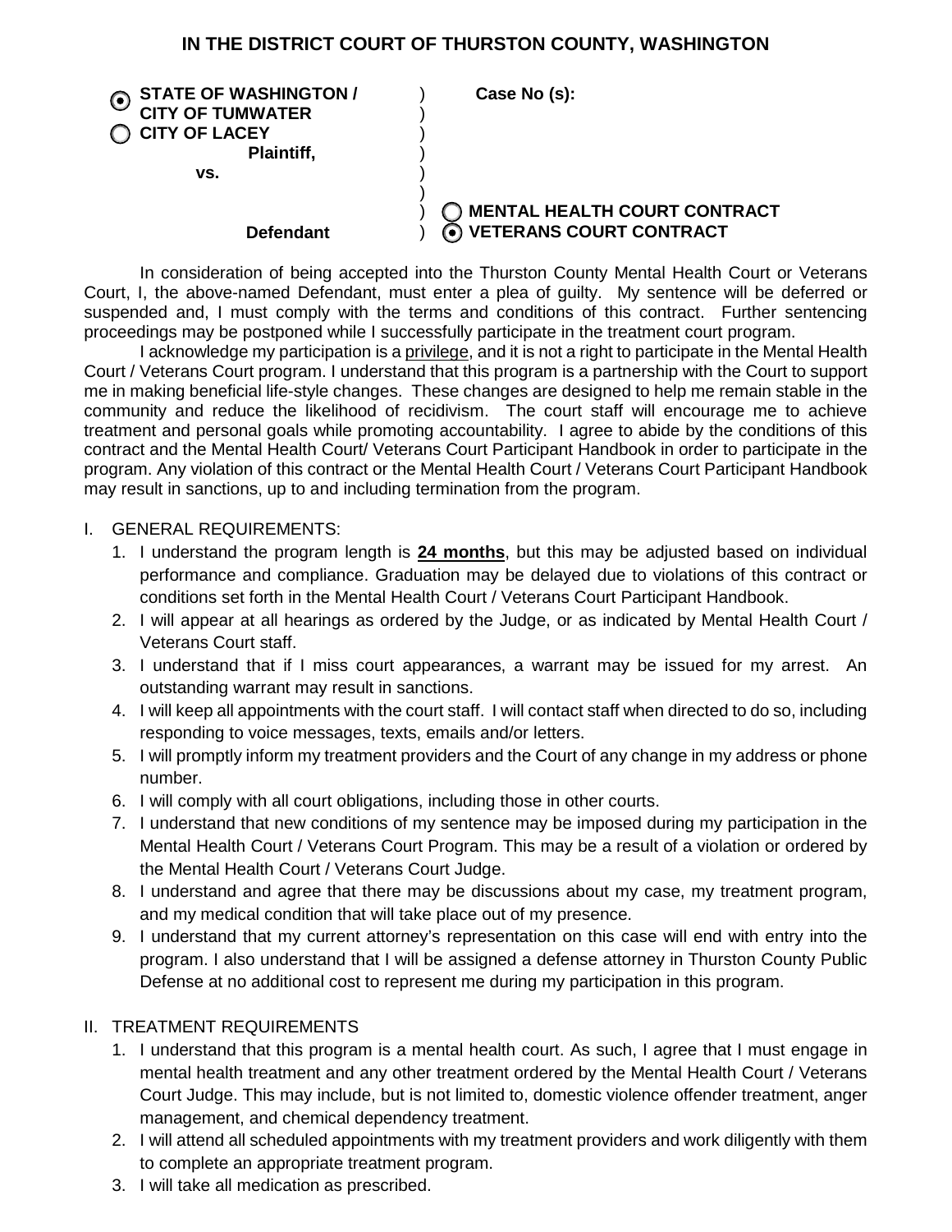## IN THE DISTRICT COURT OF THURSTON COUNTY, WASHINGTON

| | | |
|---|---|---|
| ◉ **STATE OF WASHINGTON / CITY OF TUMWATER** | ) | **Case No (s):** |
| ○ **CITY OF LACEY** | ) | |
| **Plaintiff,** | ) | |
| **vs.** | ) | |
| | ) | |
| | ) | ○ **MENTAL HEALTH COURT CONTRACT** |
| **Defendant** | ) | ◉ **VETERANS COURT CONTRACT** |

In consideration of being accepted into the Thurston County Mental Health Court or Veterans Court, I, the above-named Defendant, must enter a plea of guilty. My sentence will be deferred or suspended and, I must comply with the terms and conditions of this contract. Further sentencing proceedings may be postponed while I successfully participate in the treatment court program.

I acknowledge my participation is a privilege, and it is not a right to participate in the Mental Health Court / Veterans Court program. I understand that this program is a partnership with the Court to support me in making beneficial life-style changes. These changes are designed to help me remain stable in the community and reduce the likelihood of recidivism. The court staff will encourage me to achieve treatment and personal goals while promoting accountability. I agree to abide by the conditions of this contract and the Mental Health Court/ Veterans Court Participant Handbook in order to participate in the program. Any violation of this contract or the Mental Health Court / Veterans Court Participant Handbook may result in sanctions, up to and including termination from the program.

I. GENERAL REQUIREMENTS:

1. I understand the program length is **24 months**, but this may be adjusted based on individual performance and compliance. Graduation may be delayed due to violations of this contract or conditions set forth in the Mental Health Court / Veterans Court Participant Handbook.
2. I will appear at all hearings as ordered by the Judge, or as indicated by Mental Health Court / Veterans Court staff.
3. I understand that if I miss court appearances, a warrant may be issued for my arrest. An outstanding warrant may result in sanctions.
4. I will keep all appointments with the court staff. I will contact staff when directed to do so, including responding to voice messages, texts, emails and/or letters.
5. I will promptly inform my treatment providers and the Court of any change in my address or phone number.
6. I will comply with all court obligations, including those in other courts.
7. I understand that new conditions of my sentence may be imposed during my participation in the Mental Health Court / Veterans Court Program. This may be a result of a violation or ordered by the Mental Health Court / Veterans Court Judge.
8. I understand and agree that there may be discussions about my case, my treatment program, and my medical condition that will take place out of my presence.
9. I understand that my current attorney's representation on this case will end with entry into the program. I also understand that I will be assigned a defense attorney in Thurston County Public Defense at no additional cost to represent me during my participation in this program.

II. TREATMENT REQUIREMENTS

1. I understand that this program is a mental health court. As such, I agree that I must engage in mental health treatment and any other treatment ordered by the Mental Health Court / Veterans Court Judge. This may include, but is not limited to, domestic violence offender treatment, anger management, and chemical dependency treatment.
2. I will attend all scheduled appointments with my treatment providers and work diligently with them to complete an appropriate treatment program.
3. I will take all medication as prescribed.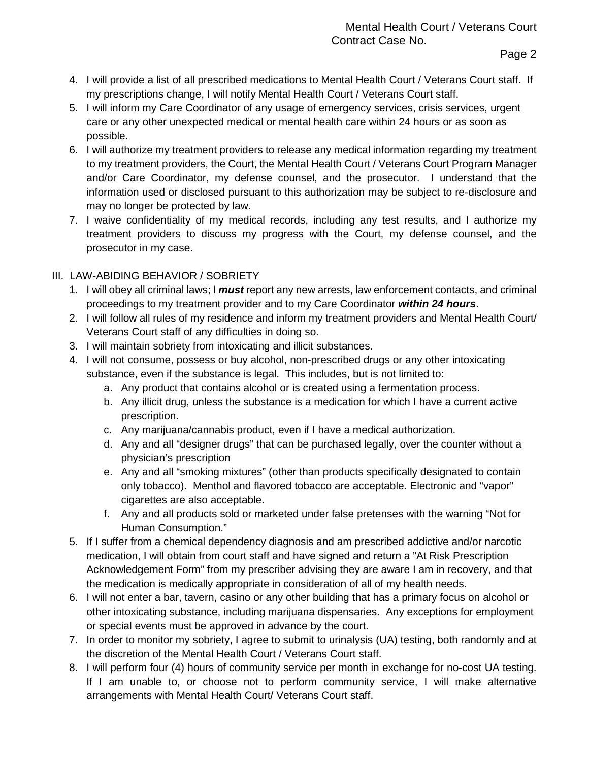4. I will provide a list of all prescribed medications to Mental Health Court / Veterans Court staff. If my prescriptions change, I will notify Mental Health Court / Veterans Court staff.
5. I will inform my Care Coordinator of any usage of emergency services, crisis services, urgent care or any other unexpected medical or mental health care within 24 hours or as soon as possible.
6. I will authorize my treatment providers to release any medical information regarding my treatment to my treatment providers, the Court, the Mental Health Court / Veterans Court Program Manager and/or Care Coordinator, my defense counsel, and the prosecutor. I understand that the information used or disclosed pursuant to this authorization may be subject to re-disclosure and may no longer be protected by law.
7. I waive confidentiality of my medical records, including any test results, and I authorize my treatment providers to discuss my progress with the Court, my defense counsel, and the prosecutor in my case.

III. LAW-ABIDING BEHAVIOR / SOBRIETY

1. I will obey all criminal laws; I ***must*** report any new arrests, law enforcement contacts, and criminal proceedings to my treatment provider and to my Care Coordinator ***within 24 hours***.
2. I will follow all rules of my residence and inform my treatment providers and Mental Health Court/ Veterans Court staff of any difficulties in doing so.
3. I will maintain sobriety from intoxicating and illicit substances.
4. I will not consume, possess or buy alcohol, non-prescribed drugs or any other intoxicating substance, even if the substance is legal. This includes, but is not limited to:
   a. Any product that contains alcohol or is created using a fermentation process.
   b. Any illicit drug, unless the substance is a medication for which I have a current active prescription.
   c. Any marijuana/cannabis product, even if I have a medical authorization.
   d. Any and all "designer drugs" that can be purchased legally, over the counter without a physician's prescription
   e. Any and all "smoking mixtures" (other than products specifically designated to contain only tobacco). Menthol and flavored tobacco are acceptable. Electronic and "vapor" cigarettes are also acceptable.
   f. Any and all products sold or marketed under false pretenses with the warning "Not for Human Consumption."
5. If I suffer from a chemical dependency diagnosis and am prescribed addictive and/or narcotic medication, I will obtain from court staff and have signed and return a "At Risk Prescription Acknowledgement Form" from my prescriber advising they are aware I am in recovery, and that the medication is medically appropriate in consideration of all of my health needs.
6. I will not enter a bar, tavern, casino or any other building that has a primary focus on alcohol or other intoxicating substance, including marijuana dispensaries. Any exceptions for employment or special events must be approved in advance by the court.
7. In order to monitor my sobriety, I agree to submit to urinalysis (UA) testing, both randomly and at the discretion of the Mental Health Court / Veterans Court staff.
8. I will perform four (4) hours of community service per month in exchange for no-cost UA testing. If I am unable to, or choose not to perform community service, I will make alternative arrangements with Mental Health Court/ Veterans Court staff.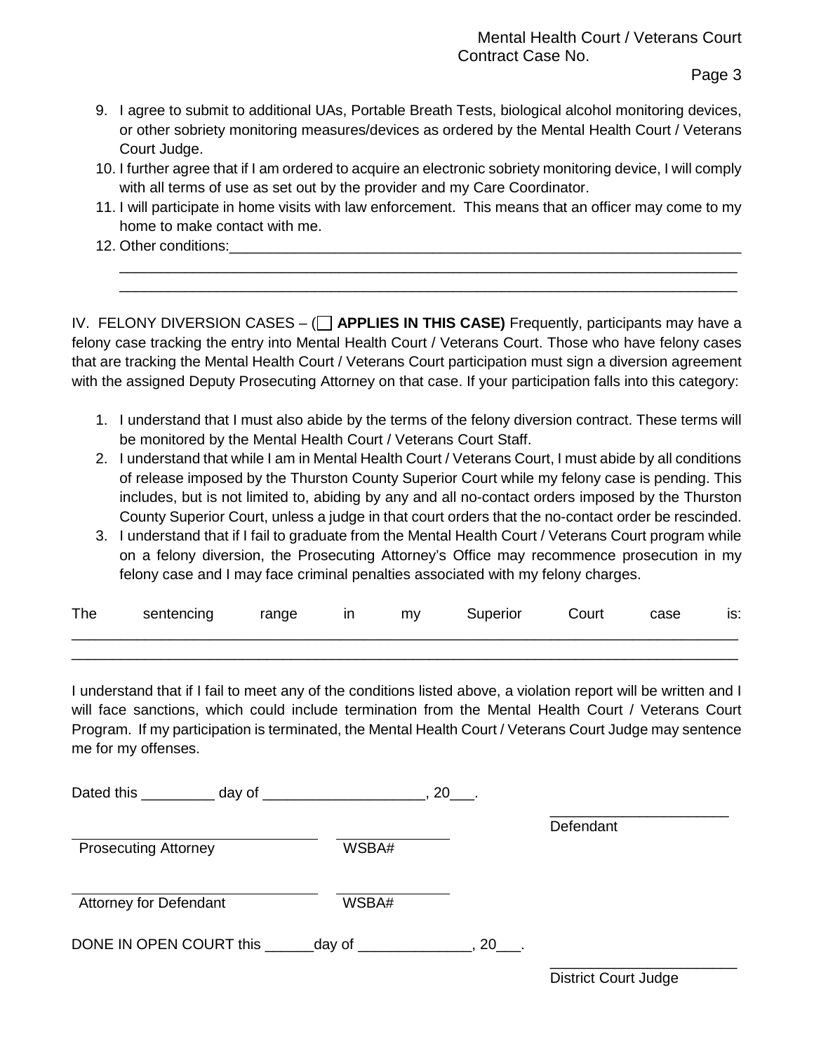9. I agree to submit to additional UAs, Portable Breath Tests, biological alcohol monitoring devices, or other sobriety monitoring measures/devices as ordered by the Mental Health Court / Veterans Court Judge.
10. I further agree that if I am ordered to acquire an electronic sobriety monitoring device, I will comply with all terms of use as set out by the provider and my Care Coordinator.
11. I will participate in home visits with law enforcement. This means that an officer may come to my home to make contact with me.
12. Other conditions:_______________________________________________________________
_______________________________________________________________________________
_______________________________________________________________________________

IV. FELONY DIVERSION CASES – (☐ **APPLIES IN THIS CASE)** Frequently, participants may have a felony case tracking the entry into Mental Health Court / Veterans Court. Those who have felony cases that are tracking the Mental Health Court / Veterans Court participation must sign a diversion agreement with the assigned Deputy Prosecuting Attorney on that case. If your participation falls into this category:

1. I understand that I must also abide by the terms of the felony diversion contract. These terms will be monitored by the Mental Health Court / Veterans Court Staff.
2. I understand that while I am in Mental Health Court / Veterans Court, I must abide by all conditions of release imposed by the Thurston County Superior Court while my felony case is pending. This includes, but is not limited to, abiding by any and all no-contact orders imposed by the Thurston County Superior Court, unless a judge in that court orders that the no-contact order be rescinded.
3. I understand that if I fail to graduate from the Mental Health Court / Veterans Court program while on a felony diversion, the Prosecuting Attorney's Office may recommence prosecution in my felony case and I may face criminal penalties associated with my felony charges.

The sentencing range in my Superior Court case is:
_______________________________________________________________________________
_______________________________________________________________________________

I understand that if I fail to meet any of the conditions listed above, a violation report will be written and I will face sanctions, which could include termination from the Mental Health Court / Veterans Court Program. If my participation is terminated, the Mental Health Court / Veterans Court Judge may sentence me for my offenses.

Dated this _________ day of ____________________, 20___.

______________________
Defendant

______________________________ ______________
Prosecuting Attorney WSBA#

______________________________ ______________
Attorney for Defendant WSBA#

DONE IN OPEN COURT this ______day of ______________, 20___.

______________________
District Court Judge